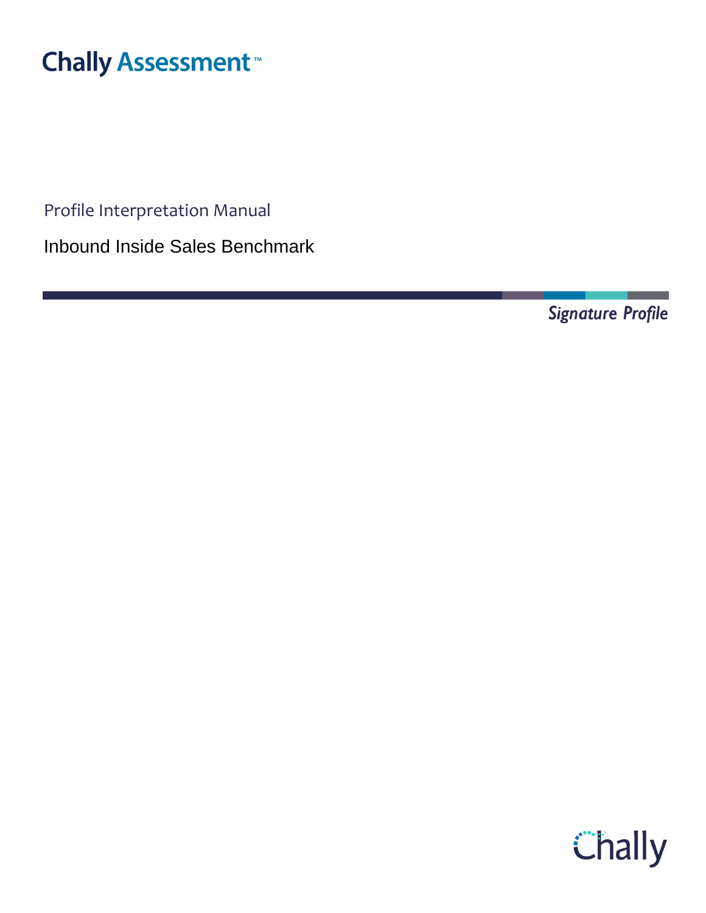Chally Assessment™

Profile Interpretation Manual

# Inbound Inside Sales Benchmark

*Signature Profile*

Chally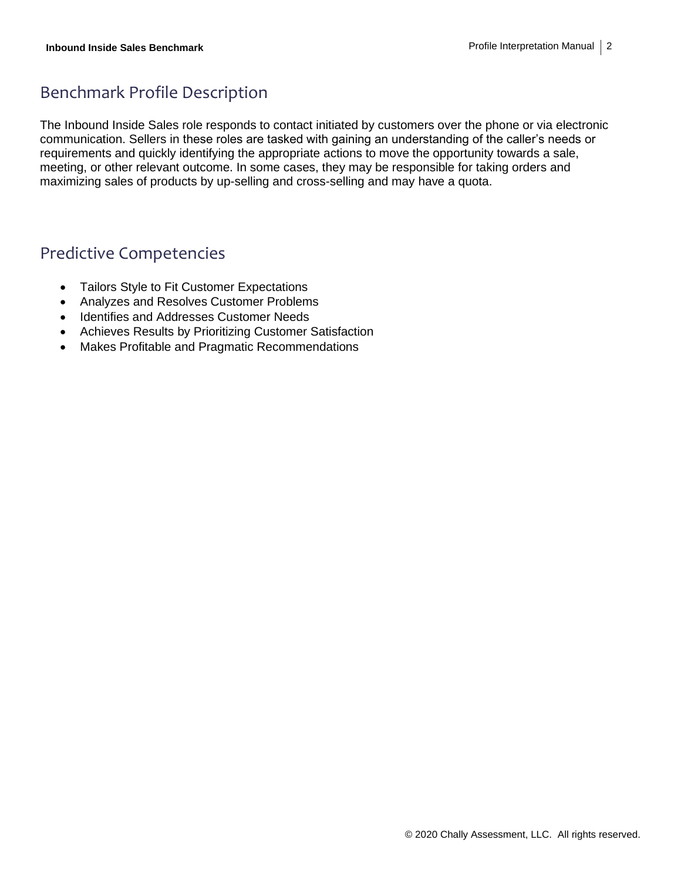## Benchmark Profile Description

The Inbound Inside Sales role responds to contact initiated by customers over the phone or via electronic communication. Sellers in these roles are tasked with gaining an understanding of the caller's needs or requirements and quickly identifying the appropriate actions to move the opportunity towards a sale, meeting, or other relevant outcome. In some cases, they may be responsible for taking orders and maximizing sales of products by up-selling and cross-selling and may have a quota.

## Predictive Competencies

- Tailors Style to Fit Customer Expectations
- Analyzes and Resolves Customer Problems
- Identifies and Addresses Customer Needs
- Achieves Results by Prioritizing Customer Satisfaction
- Makes Profitable and Pragmatic Recommendations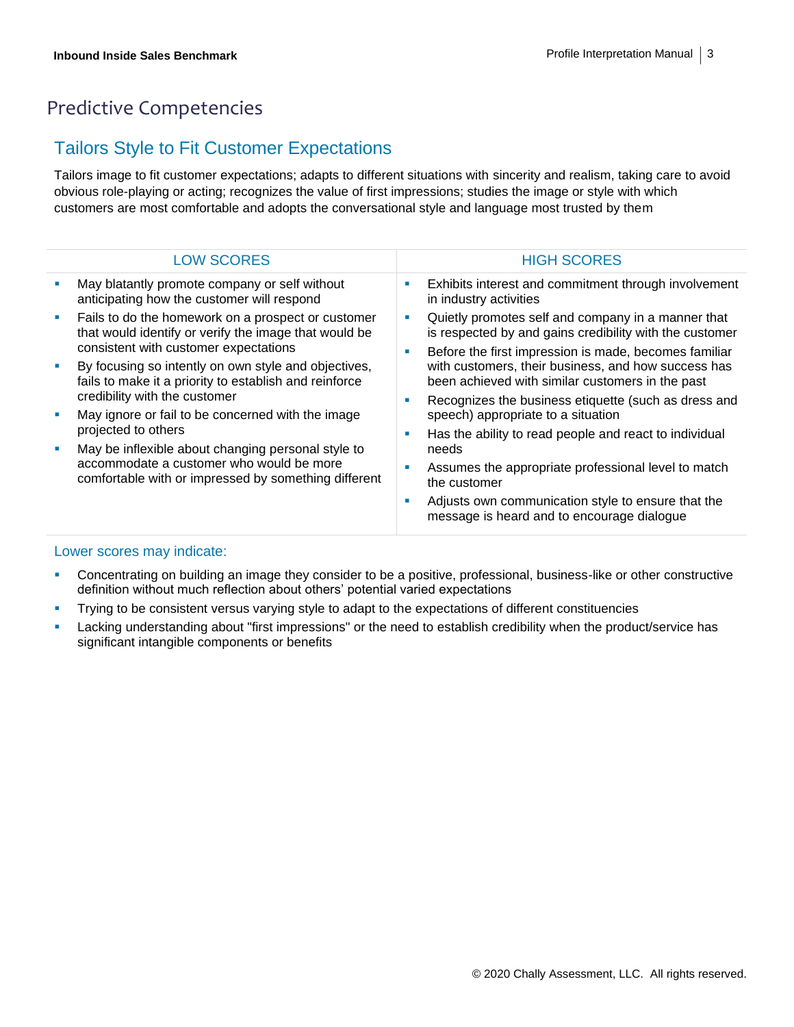# Predictive Competencies

## Tailors Style to Fit Customer Expectations

Tailors image to fit customer expectations; adapts to different situations with sincerity and realism, taking care to avoid obvious role-playing or acting; recognizes the value of first impressions; studies the image or style with which customers are most comfortable and adopts the conversational style and language most trusted by them

| LOW SCORES | HIGH SCORES |
|---|---|
| ▪ May blatantly promote company or self without anticipating how the customer will respond<br>▪ Fails to do the homework on a prospect or customer that would identify or verify the image that would be consistent with customer expectations<br>▪ By focusing so intently on own style and objectives, fails to make it a priority to establish and reinforce credibility with the customer<br>▪ May ignore or fail to be concerned with the image projected to others<br>▪ May be inflexible about changing personal style to accommodate a customer who would be more comfortable with or impressed by something different | ▪ Exhibits interest and commitment through involvement in industry activities<br>▪ Quietly promotes self and company in a manner that is respected by and gains credibility with the customer<br>▪ Before the first impression is made, becomes familiar with customers, their business, and how success has been achieved with similar customers in the past<br>▪ Recognizes the business etiquette (such as dress and speech) appropriate to a situation<br>▪ Has the ability to read people and react to individual needs<br>▪ Assumes the appropriate professional level to match the customer<br>▪ Adjusts own communication style to ensure that the message is heard and to encourage dialogue |

### Lower scores may indicate:

- Concentrating on building an image they consider to be a positive, professional, business-like or other constructive definition without much reflection about others' potential varied expectations
- Trying to be consistent versus varying style to adapt to the expectations of different constituencies
- Lacking understanding about "first impressions" or the need to establish credibility when the product/service has significant intangible components or benefits

© 2020 Chally Assessment, LLC. All rights reserved.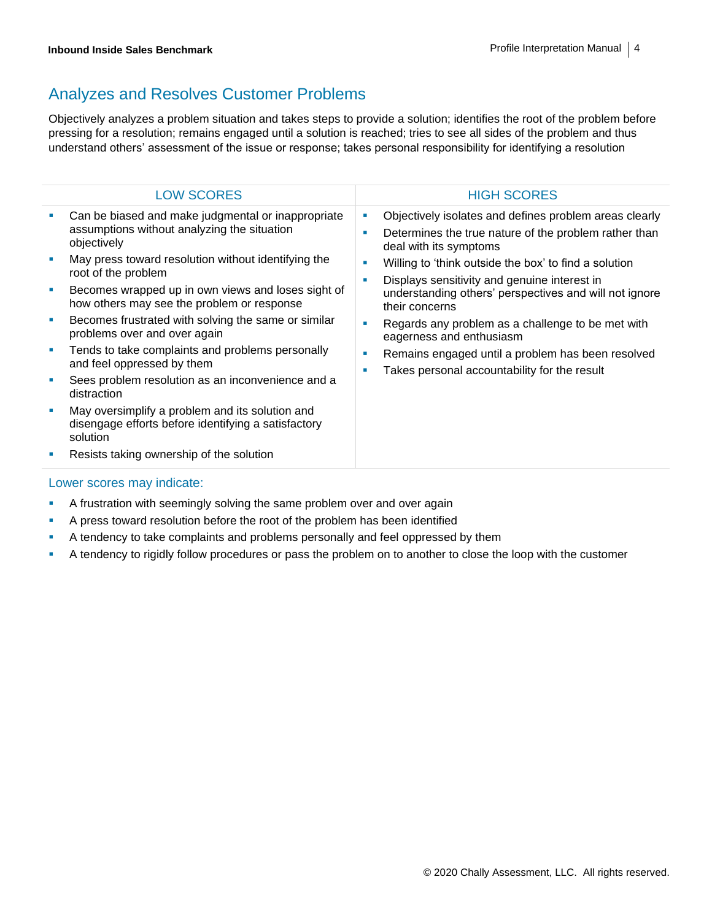## Analyzes and Resolves Customer Problems

Objectively analyzes a problem situation and takes steps to provide a solution; identifies the root of the problem before pressing for a resolution; remains engaged until a solution is reached; tries to see all sides of the problem and thus understand others' assessment of the issue or response; takes personal responsibility for identifying a resolution

| LOW SCORES | HIGH SCORES |
|---|---|
| ▪ Can be biased and make judgmental or inappropriate assumptions without analyzing the situation objectively<br>▪ May press toward resolution without identifying the root of the problem<br>▪ Becomes wrapped up in own views and loses sight of how others may see the problem or response<br>▪ Becomes frustrated with solving the same or similar problems over and over again<br>▪ Tends to take complaints and problems personally and feel oppressed by them<br>▪ Sees problem resolution as an inconvenience and a distraction<br>▪ May oversimplify a problem and its solution and disengage efforts before identifying a satisfactory solution<br>▪ Resists taking ownership of the solution | ▪ Objectively isolates and defines problem areas clearly<br>▪ Determines the true nature of the problem rather than deal with its symptoms<br>▪ Willing to 'think outside the box' to find a solution<br>▪ Displays sensitivity and genuine interest in understanding others' perspectives and will not ignore their concerns<br>▪ Regards any problem as a challenge to be met with eagerness and enthusiasm<br>▪ Remains engaged until a problem has been resolved<br>▪ Takes personal accountability for the result |

### Lower scores may indicate:

- A frustration with seemingly solving the same problem over and over again
- A press toward resolution before the root of the problem has been identified
- A tendency to take complaints and problems personally and feel oppressed by them
- A tendency to rigidly follow procedures or pass the problem on to another to close the loop with the customer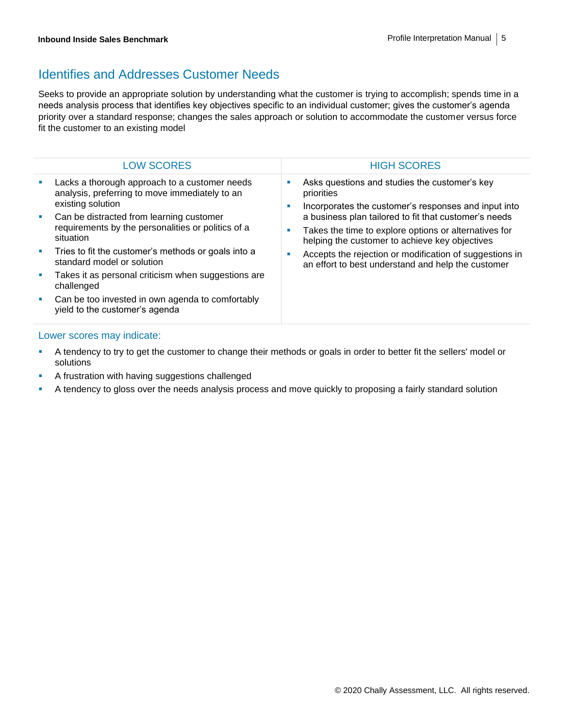## Identifies and Addresses Customer Needs

Seeks to provide an appropriate solution by understanding what the customer is trying to accomplish; spends time in a needs analysis process that identifies key objectives specific to an individual customer; gives the customer's agenda priority over a standard response; changes the sales approach or solution to accommodate the customer versus force fit the customer to an existing model

| LOW SCORES | HIGH SCORES |
| --- | --- |
| ▪ Lacks a thorough approach to a customer needs analysis, preferring to move immediately to an existing solution<br>▪ Can be distracted from learning customer requirements by the personalities or politics of a situation<br>▪ Tries to fit the customer's methods or goals into a standard model or solution<br>▪ Takes it as personal criticism when suggestions are challenged<br>▪ Can be too invested in own agenda to comfortably yield to the customer's agenda | ▪ Asks questions and studies the customer's key priorities<br>▪ Incorporates the customer's responses and input into a business plan tailored to fit that customer's needs<br>▪ Takes the time to explore options or alternatives for helping the customer to achieve key objectives<br>▪ Accepts the rejection or modification of suggestions in an effort to best understand and help the customer |

### Lower scores may indicate:

- A tendency to try to get the customer to change their methods or goals in order to better fit the sellers' model or solutions
- A frustration with having suggestions challenged
- A tendency to gloss over the needs analysis process and move quickly to proposing a fairly standard solution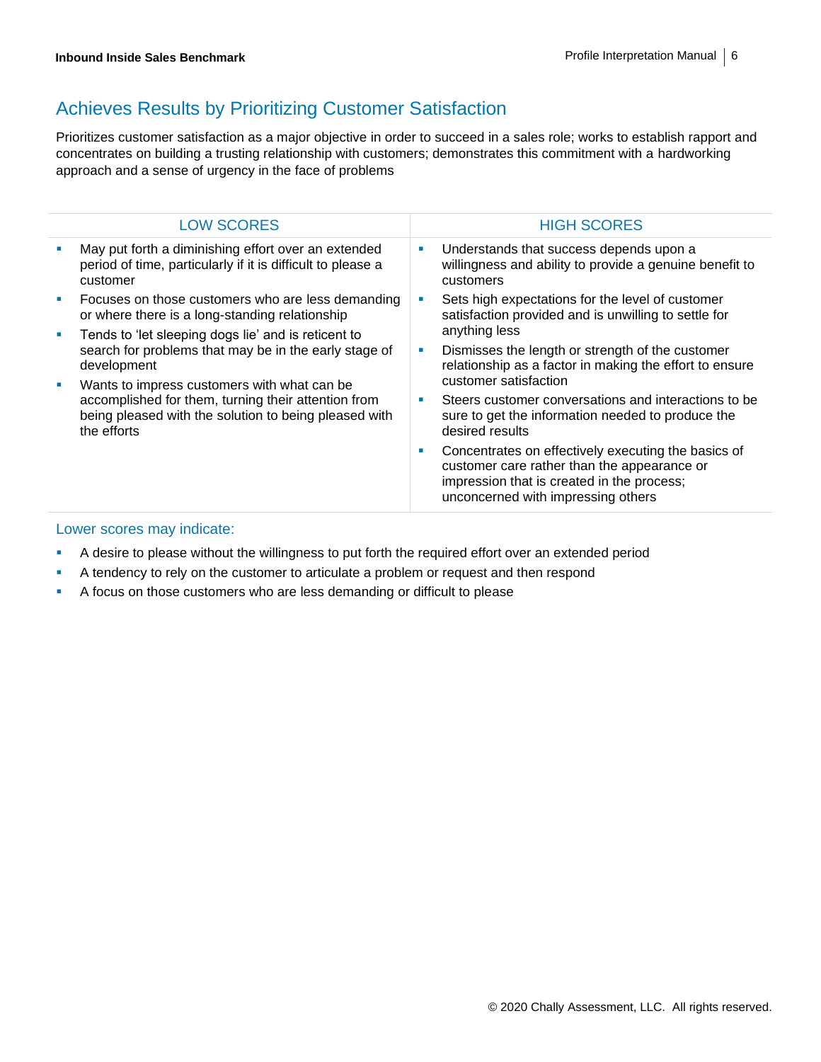## Achieves Results by Prioritizing Customer Satisfaction

Prioritizes customer satisfaction as a major objective in order to succeed in a sales role; works to establish rapport and concentrates on building a trusting relationship with customers; demonstrates this commitment with a hardworking approach and a sense of urgency in the face of problems

| LOW SCORES | HIGH SCORES |
|---|---|
| ▪ May put forth a diminishing effort over an extended period of time, particularly if it is difficult to please a customer<br>▪ Focuses on those customers who are less demanding or where there is a long-standing relationship<br>▪ Tends to 'let sleeping dogs lie' and is reticent to search for problems that may be in the early stage of development<br>▪ Wants to impress customers with what can be accomplished for them, turning their attention from being pleased with the solution to being pleased with the efforts | ▪ Understands that success depends upon a willingness and ability to provide a genuine benefit to customers<br>▪ Sets high expectations for the level of customer satisfaction provided and is unwilling to settle for anything less<br>▪ Dismisses the length or strength of the customer relationship as a factor in making the effort to ensure customer satisfaction<br>▪ Steers customer conversations and interactions to be sure to get the information needed to produce the desired results<br>▪ Concentrates on effectively executing the basics of customer care rather than the appearance or impression that is created in the process; unconcerned with impressing others |

### Lower scores may indicate:

- A desire to please without the willingness to put forth the required effort over an extended period
- A tendency to rely on the customer to articulate a problem or request and then respond
- A focus on those customers who are less demanding or difficult to please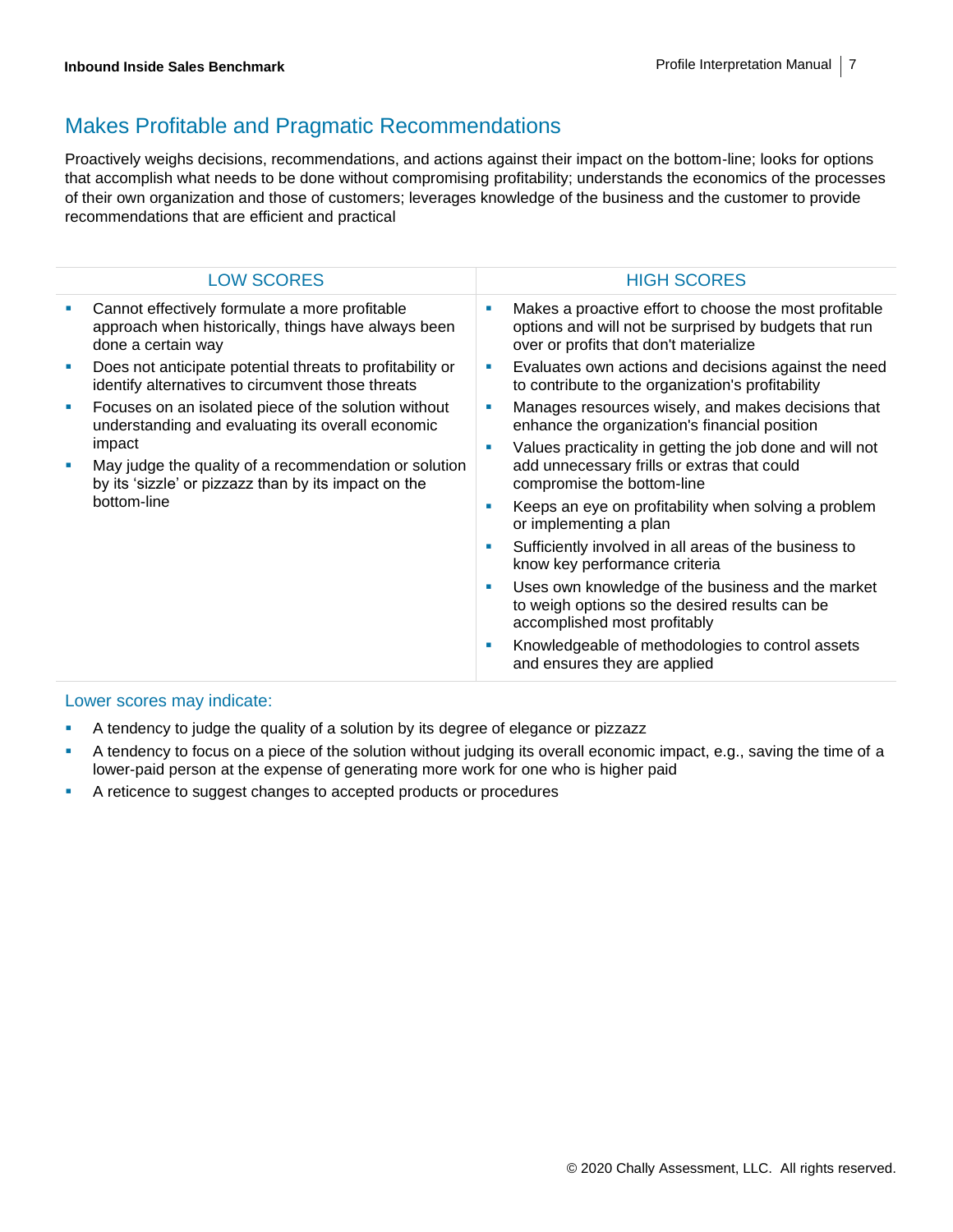## Makes Profitable and Pragmatic Recommendations

Proactively weighs decisions, recommendations, and actions against their impact on the bottom-line; looks for options that accomplish what needs to be done without compromising profitability; understands the economics of the processes of their own organization and those of customers; leverages knowledge of the business and the customer to provide recommendations that are efficient and practical

| LOW SCORES | HIGH SCORES |
| --- | --- |
| ▪ Cannot effectively formulate a more profitable approach when historically, things have always been done a certain way<br>▪ Does not anticipate potential threats to profitability or identify alternatives to circumvent those threats<br>▪ Focuses on an isolated piece of the solution without understanding and evaluating its overall economic impact<br>▪ May judge the quality of a recommendation or solution by its 'sizzle' or pizzazz than by its impact on the bottom-line | ▪ Makes a proactive effort to choose the most profitable options and will not be surprised by budgets that run over or profits that don't materialize<br>▪ Evaluates own actions and decisions against the need to contribute to the organization's profitability<br>▪ Manages resources wisely, and makes decisions that enhance the organization's financial position<br>▪ Values practicality in getting the job done and will not add unnecessary frills or extras that could compromise the bottom-line<br>▪ Keeps an eye on profitability when solving a problem or implementing a plan<br>▪ Sufficiently involved in all areas of the business to know key performance criteria<br>▪ Uses own knowledge of the business and the market to weigh options so the desired results can be accomplished most profitably<br>▪ Knowledgeable of methodologies to control assets and ensures they are applied |

### Lower scores may indicate:

- A tendency to judge the quality of a solution by its degree of elegance or pizzazz
- A tendency to focus on a piece of the solution without judging its overall economic impact, e.g., saving the time of a lower-paid person at the expense of generating more work for one who is higher paid
- A reticence to suggest changes to accepted products or procedures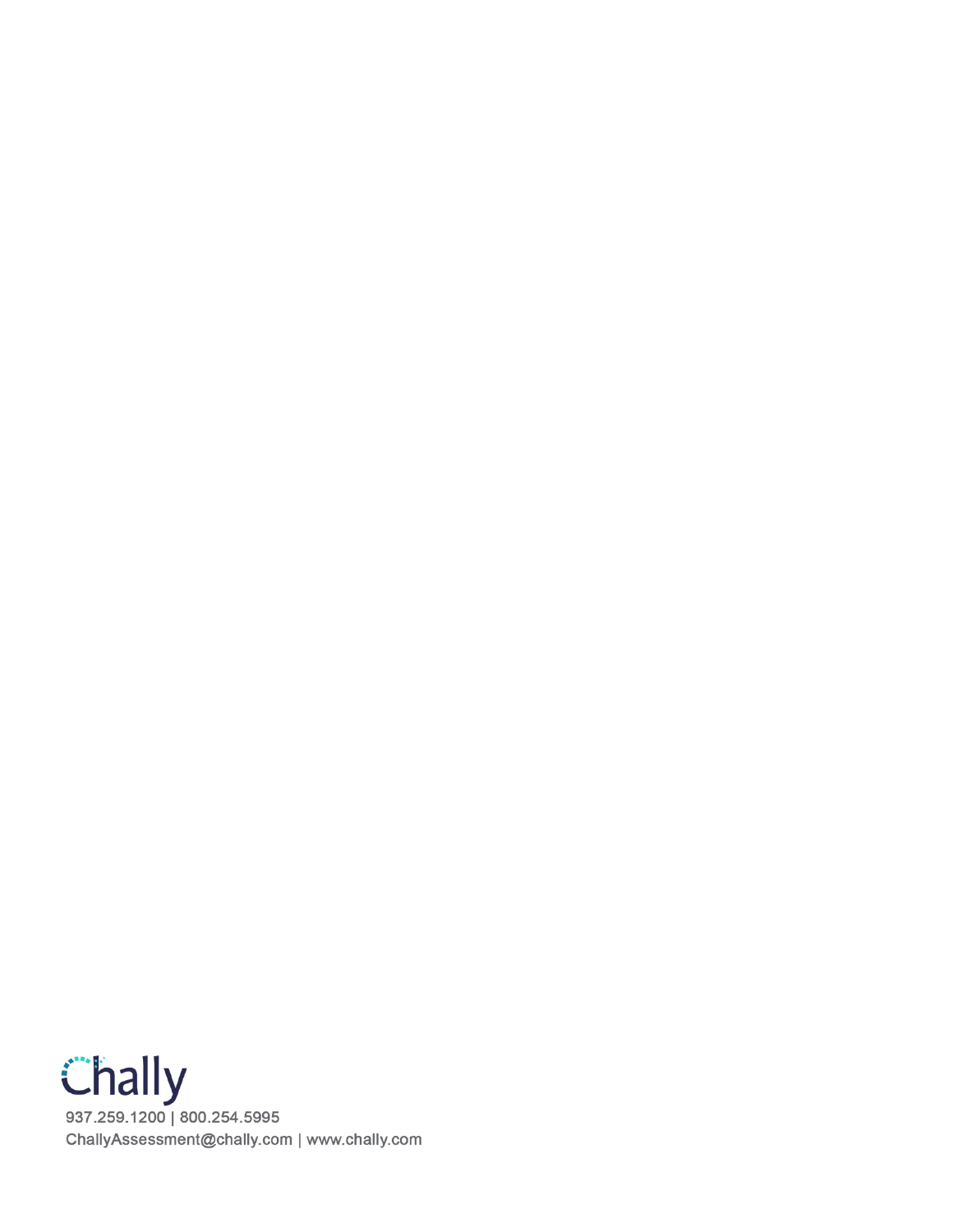Chally

937.259.1200 | 800.254.5995

ChallyAssessment@chally.com | www.chally.com